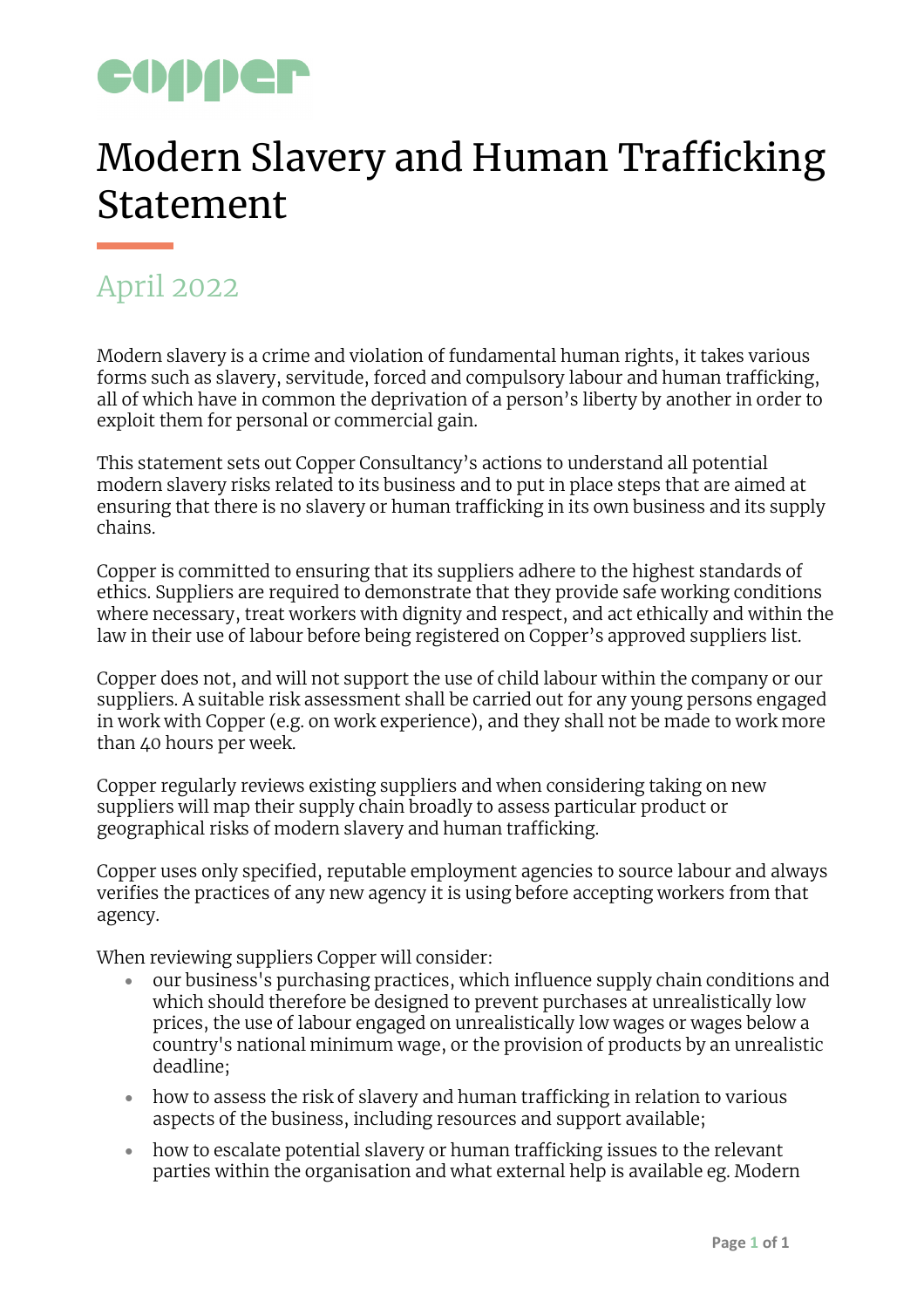# Modern Slavery and Human Trafficking Statement

## April 2022

Modern slavery is a crime and violation of fundamental human rights, it takes various forms such as slavery, servitude, forced and compulsory labour and human trafficking, all of which have in common the deprivation of a person's liberty by another in order to exploit them for personal or commercial gain.

This statement sets out Copper Consultancy's actions to understand all potential modern slavery risks related to its business and to put in place steps that are aimed at ensuring that there is no slavery or human trafficking in its own business and its supply chains.

Copper is committed to ensuring that its suppliers adhere to the highest standards of ethics. Suppliers are required to demonstrate that they provide safe working conditions where necessary, treat workers with dignity and respect, and act ethically and within the law in their use of labour before being registered on Copper's approved suppliers list.

Copper does not, and will not support the use of child labour within the company or our suppliers. A suitable risk assessment shall be carried out for any young persons engaged in work with Copper (e.g. on work experience), and they shall not be made to work more than 40 hours per week.

Copper regularly reviews existing suppliers and when considering taking on new suppliers will map their supply chain broadly to assess particular product or geographical risks of modern slavery and human trafficking.

Copper uses only specified, reputable employment agencies to source labour and always verifies the practices of any new agency it is using before accepting workers from that agency.

When reviewing suppliers Copper will consider:

- our business's purchasing practices, which influence supply chain conditions and which should therefore be designed to prevent purchases at unrealistically low prices, the use of labour engaged on unrealistically low wages or wages below a country's national minimum wage, or the provision of products by an unrealistic deadline;
- how to assess the risk of slavery and human trafficking in relation to various aspects of the business, including resources and support available;
- how to escalate potential slavery or human trafficking issues to the relevant parties within the organisation and what external help is available eg. Modern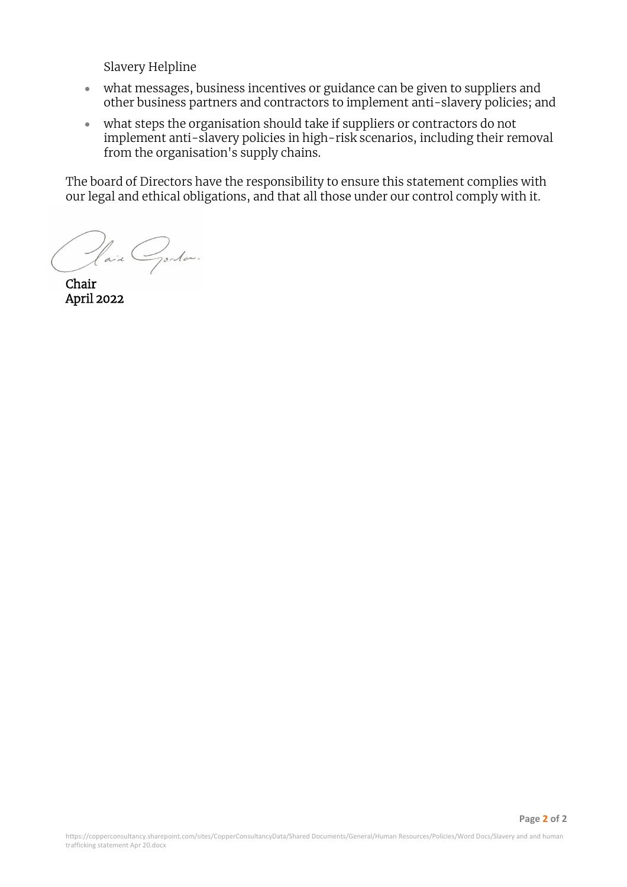Slavery Helpline

- what messages, business incentives or guidance can be given to suppliers and other business partners and contractors to implement anti-slavery policies; and
- what steps the organisation should take if suppliers or contractors do not implement anti-slavery policies in high-risk scenarios, including their removal from the organisation's supply chains.

The board of Directors have the responsibility to ensure this statement complies with our legal and ethical obligations, and that all those under our control comply with it.

Chair
April 2022